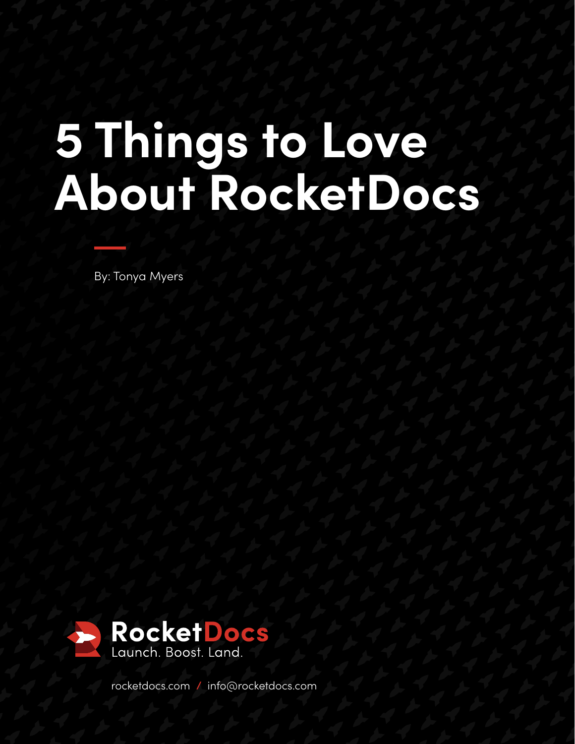# 5 Things to Love About RocketDocs

By: Tonya Myers

RocketDocs
Launch. Boost. Land.

rocketdocs.com / info@rocketdocs.com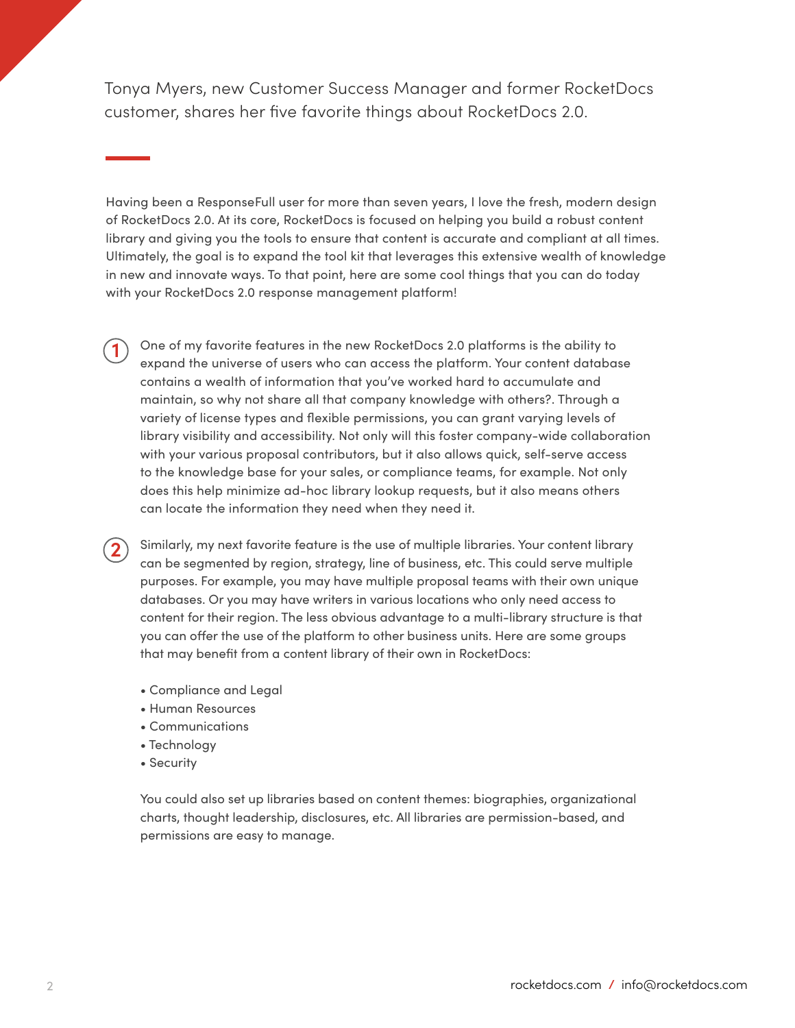Tonya Myers, new Customer Success Manager and former RocketDocs customer, shares her five favorite things about RocketDocs 2.0.

Having been a ResponseFull user for more than seven years, I love the fresh, modern design of RocketDocs 2.0. At its core, RocketDocs is focused on helping you build a robust content library and giving you the tools to ensure that content is accurate and compliant at all times. Ultimately, the goal is to expand the tool kit that leverages this extensive wealth of knowledge in new and innovate ways. To that point, here are some cool things that you can do today with your RocketDocs 2.0 response management platform!

1. One of my favorite features in the new RocketDocs 2.0 platforms is the ability to expand the universe of users who can access the platform. Your content database contains a wealth of information that you've worked hard to accumulate and maintain, so why not share all that company knowledge with others?. Through a variety of license types and flexible permissions, you can grant varying levels of library visibility and accessibility. Not only will this foster company-wide collaboration with your various proposal contributors, but it also allows quick, self-serve access to the knowledge base for your sales, or compliance teams, for example. Not only does this help minimize ad-hoc library lookup requests, but it also means others can locate the information they need when they need it.

2. Similarly, my next favorite feature is the use of multiple libraries. Your content library can be segmented by region, strategy, line of business, etc. This could serve multiple purposes. For example, you may have multiple proposal teams with their own unique databases. Or you may have writers in various locations who only need access to content for their region. The less obvious advantage to a multi-library structure is that you can offer the use of the platform to other business units. Here are some groups that may benefit from a content library of their own in RocketDocs:

   - Compliance and Legal
   - Human Resources
   - Communications
   - Technology
   - Security

   You could also set up libraries based on content themes: biographies, organizational charts, thought leadership, disclosures, etc. All libraries are permission-based, and permissions are easy to manage.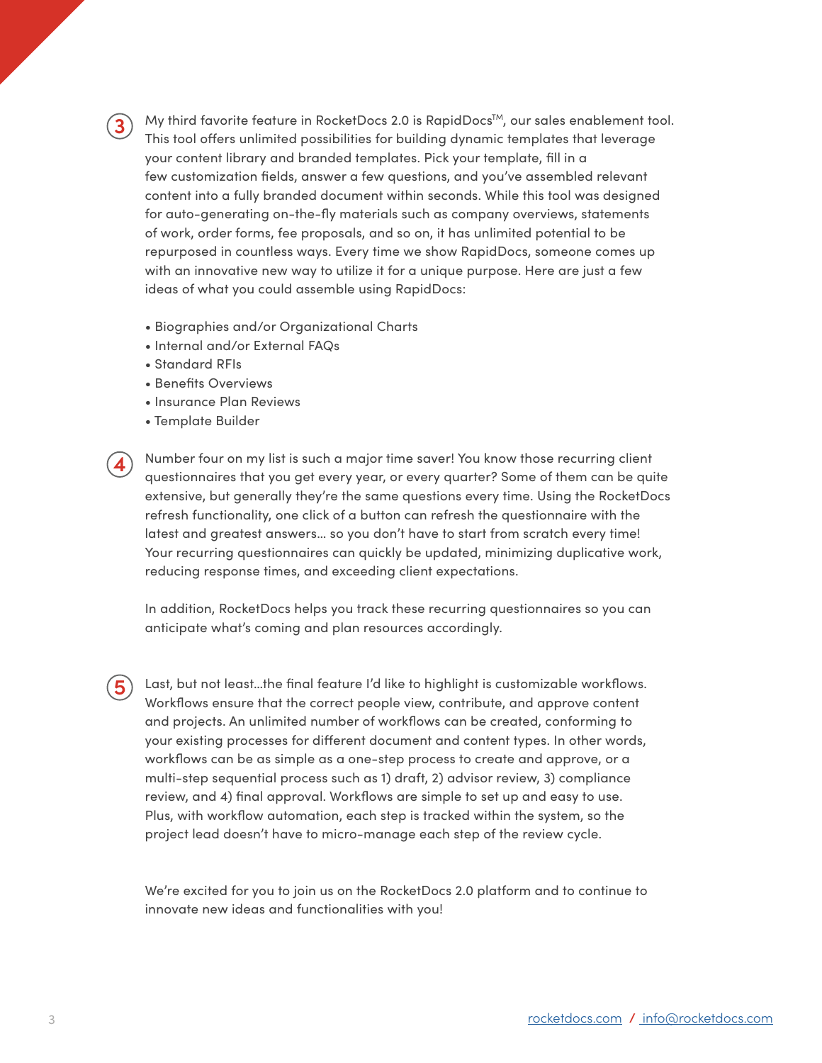3. My third favorite feature in RocketDocs 2.0 is RapidDocs™, our sales enablement tool. This tool offers unlimited possibilities for building dynamic templates that leverage your content library and branded templates. Pick your template, fill in a few customization fields, answer a few questions, and you've assembled relevant content into a fully branded document within seconds. While this tool was designed for auto-generating on-the-fly materials such as company overviews, statements of work, order forms, fee proposals, and so on, it has unlimited potential to be repurposed in countless ways. Every time we show RapidDocs, someone comes up with an innovative new way to utilize it for a unique purpose. Here are just a few ideas of what you could assemble using RapidDocs:

   - Biographies and/or Organizational Charts
   - Internal and/or External FAQs
   - Standard RFIs
   - Benefits Overviews
   - Insurance Plan Reviews
   - Template Builder

4. Number four on my list is such a major time saver! You know those recurring client questionnaires that you get every year, or every quarter? Some of them can be quite extensive, but generally they're the same questions every time. Using the RocketDocs refresh functionality, one click of a button can refresh the questionnaire with the latest and greatest answers… so you don't have to start from scratch every time! Your recurring questionnaires can quickly be updated, minimizing duplicative work, reducing response times, and exceeding client expectations.

   In addition, RocketDocs helps you track these recurring questionnaires so you can anticipate what's coming and plan resources accordingly.

5. Last, but not least…the final feature I'd like to highlight is customizable workflows. Workflows ensure that the correct people view, contribute, and approve content and projects. An unlimited number of workflows can be created, conforming to your existing processes for different document and content types. In other words, workflows can be as simple as a one-step process to create and approve, or a multi-step sequential process such as 1) draft, 2) advisor review, 3) compliance review, and 4) final approval. Workflows are simple to set up and easy to use. Plus, with workflow automation, each step is tracked within the system, so the project lead doesn't have to micro-manage each step of the review cycle.

We're excited for you to join us on the RocketDocs 2.0 platform and to continue to innovate new ideas and functionalities with you!

[rocketdocs.com](https://rocketdocs.com) / [info@rocketdocs.com](mailto:info@rocketdocs.com)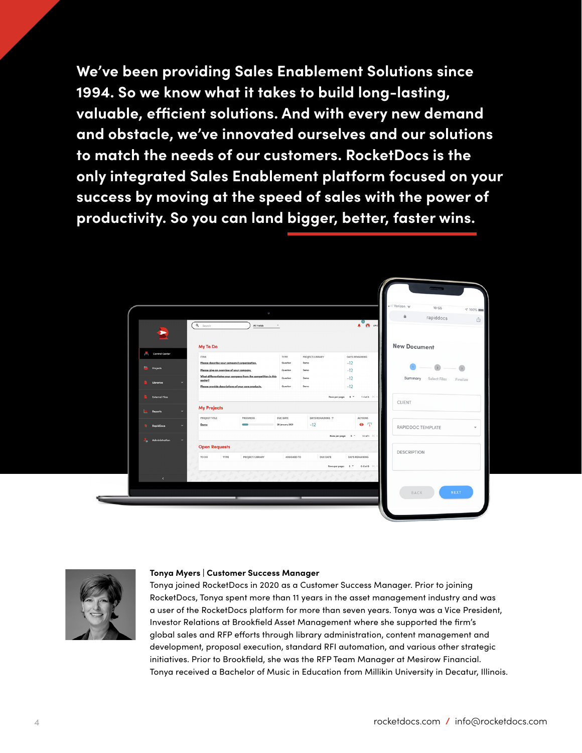**We've been providing Sales Enablement Solutions since 1994. So we know what it takes to build long-lasting, valuable, efficient solutions. And with every new demand and obstacle, we've innovated ourselves and our solutions to match the needs of our customers. RocketDocs is the only integrated Sales Enablement platform focused on your success by moving at the speed of sales with the power of productivity. So you can land bigger, better, faster wins.**

**Tonya Myers | Customer Success Manager**

Tonya joined RocketDocs in 2020 as a Customer Success Manager. Prior to joining RocketDocs, Tonya spent more than 11 years in the asset management industry and was a user of the RocketDocs platform for more than seven years. Tonya was a Vice President, Investor Relations at Brookfield Asset Management where she supported the firm's global sales and RFP efforts through library administration, content management and development, proposal execution, standard RFI automation, and various other strategic initiatives. Prior to Brookfield, she was the RFP Team Manager at Mesirow Financial. Tonya received a Bachelor of Music in Education from Millikin University in Decatur, Illinois.

rocketdocs.com / info@rocketdocs.com